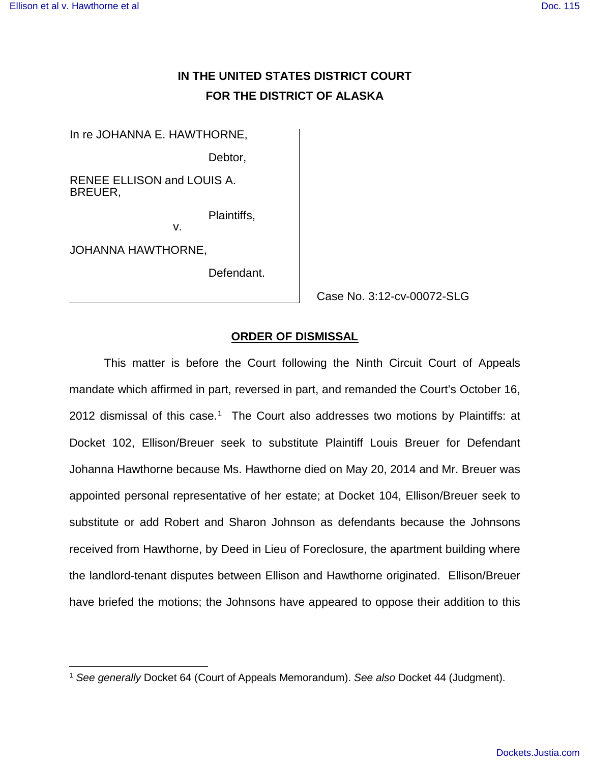# IN THE UNITED STATES DISTRICT COURT
# FOR THE DISTRICT OF ALASKA

In re JOHANNA E. HAWTHORNE,

Debtor,

RENEE ELLISON and LOUIS A. BREUER,

Plaintiffs,

v.

JOHANNA HAWTHORNE,

Defendant.

Case No. 3:12-cv-00072-SLG

**ORDER OF DISMISSAL**

This matter is before the Court following the Ninth Circuit Court of Appeals mandate which affirmed in part, reversed in part, and remanded the Court's October 16, 2012 dismissal of this case.[1] The Court also addresses two motions by Plaintiffs: at Docket 102, Ellison/Breuer seek to substitute Plaintiff Louis Breuer for Defendant Johanna Hawthorne because Ms. Hawthorne died on May 20, 2014 and Mr. Breuer was appointed personal representative of her estate; at Docket 104, Ellison/Breuer seek to substitute or add Robert and Sharon Johnson as defendants because the Johnsons received from Hawthorne, by Deed in Lieu of Foreclosure, the apartment building where the landlord-tenant disputes between Ellison and Hawthorne originated. Ellison/Breuer have briefed the motions; the Johnsons have appeared to oppose their addition to this

[1] *See generally* Docket 64 (Court of Appeals Memorandum). *See also* Docket 44 (Judgment).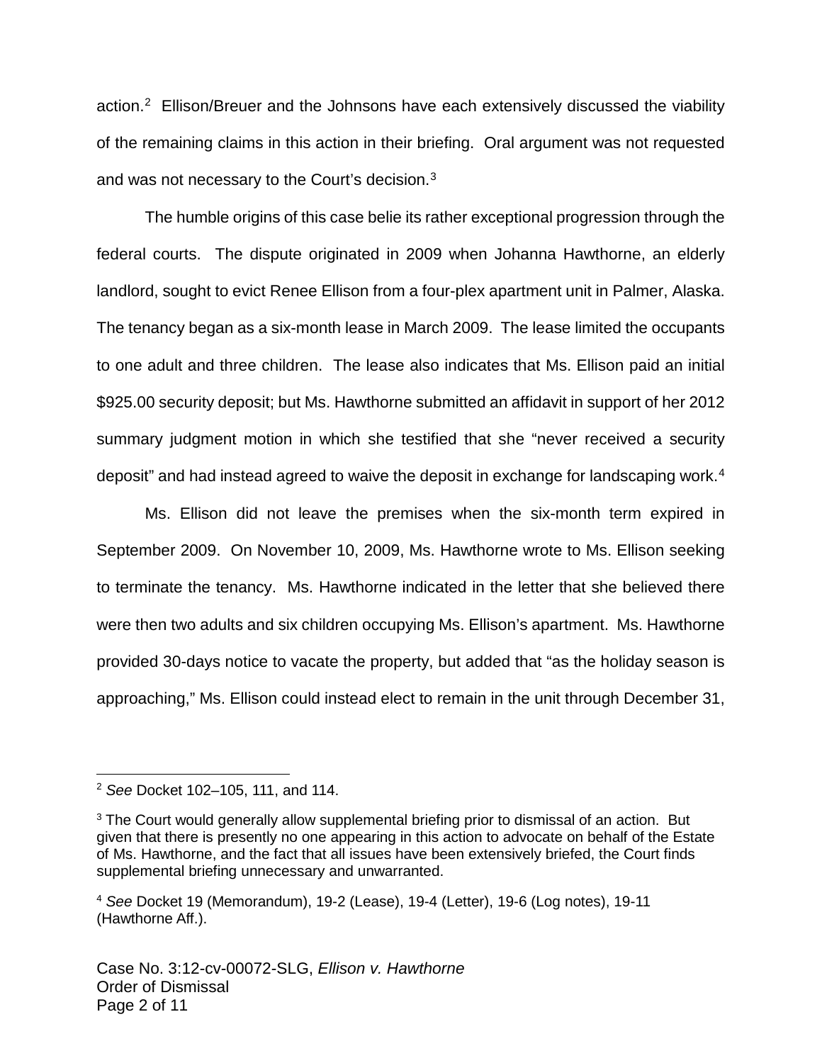action.[2] Ellison/Breuer and the Johnsons have each extensively discussed the viability of the remaining claims in this action in their briefing. Oral argument was not requested and was not necessary to the Court's decision.[3]

The humble origins of this case belie its rather exceptional progression through the federal courts. The dispute originated in 2009 when Johanna Hawthorne, an elderly landlord, sought to evict Renee Ellison from a four-plex apartment unit in Palmer, Alaska. The tenancy began as a six-month lease in March 2009. The lease limited the occupants to one adult and three children. The lease also indicates that Ms. Ellison paid an initial $925.00 security deposit; but Ms. Hawthorne submitted an affidavit in support of her 2012 summary judgment motion in which she testified that she "never received a security deposit" and had instead agreed to waive the deposit in exchange for landscaping work.[4]

Ms. Ellison did not leave the premises when the six-month term expired in September 2009. On November 10, 2009, Ms. Hawthorne wrote to Ms. Ellison seeking to terminate the tenancy. Ms. Hawthorne indicated in the letter that she believed there were then two adults and six children occupying Ms. Ellison's apartment. Ms. Hawthorne provided 30-days notice to vacate the property, but added that "as the holiday season is approaching," Ms. Ellison could instead elect to remain in the unit through December 31,

---

[2] *See* Docket 102–105, 111, and 114.

[3] The Court would generally allow supplemental briefing prior to dismissal of an action. But given that there is presently no one appearing in this action to advocate on behalf of the Estate of Ms. Hawthorne, and the fact that all issues have been extensively briefed, the Court finds supplemental briefing unnecessary and unwarranted.

[4] *See* Docket 19 (Memorandum), 19-2 (Lease), 19-4 (Letter), 19-6 (Log notes), 19-11 (Hawthorne Aff.).

Case No. 3:12-cv-00072-SLG, *Ellison v. Hawthorne*
Order of Dismissal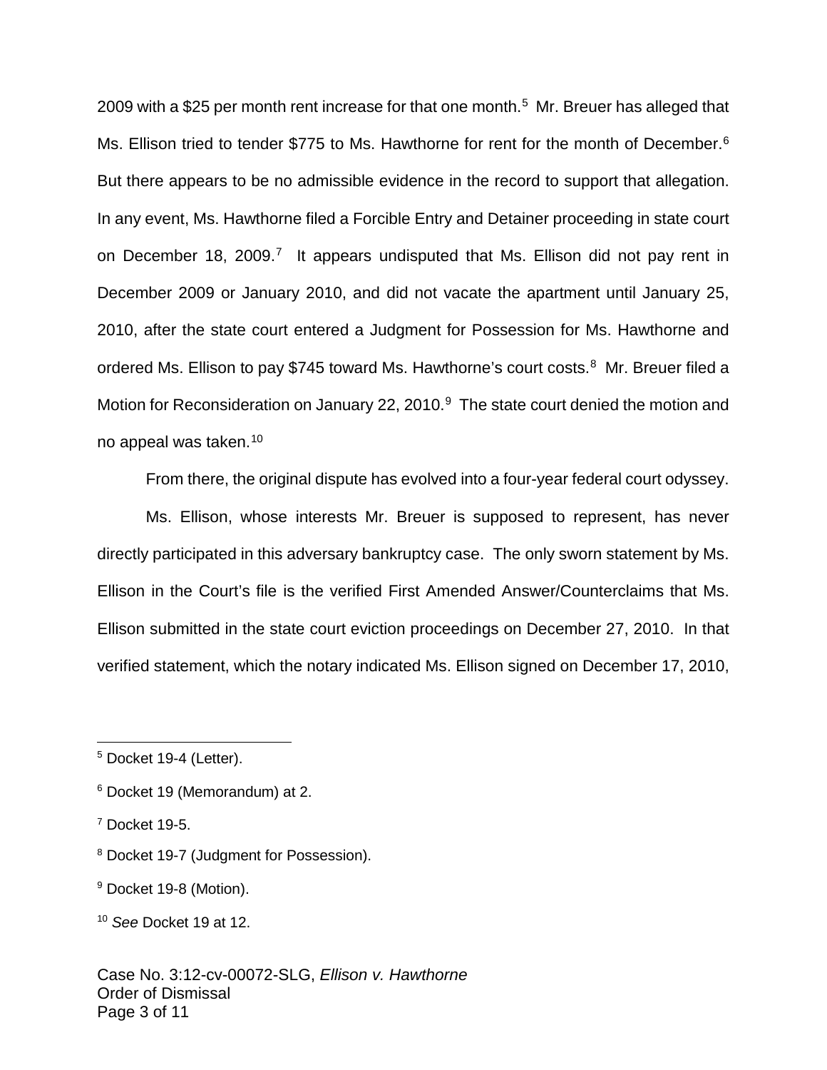2009 with a $25 per month rent increase for that one month.[5] Mr. Breuer has alleged that Ms. Ellison tried to tender $775 to Ms. Hawthorne for rent for the month of December.[6] But there appears to be no admissible evidence in the record to support that allegation. In any event, Ms. Hawthorne filed a Forcible Entry and Detainer proceeding in state court on December 18, 2009.[7] It appears undisputed that Ms. Ellison did not pay rent in December 2009 or January 2010, and did not vacate the apartment until January 25, 2010, after the state court entered a Judgment for Possession for Ms. Hawthorne and ordered Ms. Ellison to pay $745 toward Ms. Hawthorne's court costs.[8] Mr. Breuer filed a Motion for Reconsideration on January 22, 2010.[9] The state court denied the motion and no appeal was taken.[10]

From there, the original dispute has evolved into a four-year federal court odyssey.

Ms. Ellison, whose interests Mr. Breuer is supposed to represent, has never directly participated in this adversary bankruptcy case. The only sworn statement by Ms. Ellison in the Court's file is the verified First Amended Answer/Counterclaims that Ms. Ellison submitted in the state court eviction proceedings on December 27, 2010. In that verified statement, which the notary indicated Ms. Ellison signed on December 17, 2010,

---

[5] Docket 19-4 (Letter).

[6] Docket 19 (Memorandum) at 2.

[7] Docket 19-5.

[8] Docket 19-7 (Judgment for Possession).

[9] Docket 19-8 (Motion).

[10] *See* Docket 19 at 12.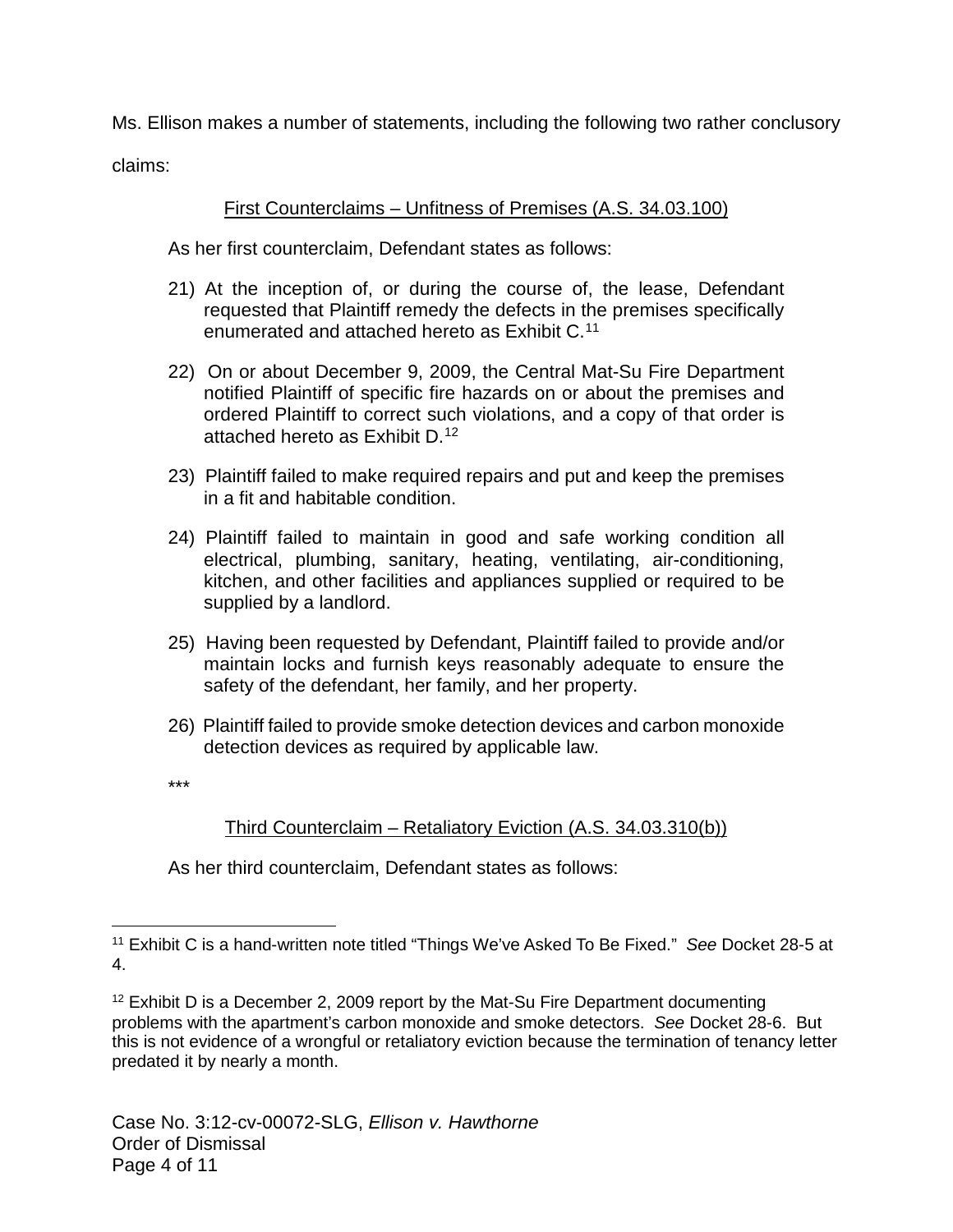Ms. Ellison makes a number of statements, including the following two rather conclusory claims:

> <u>First Counterclaims – Unfitness of Premises (A.S. 34.03.100)</u>
>
> As her first counterclaim, Defendant states as follows:
>
> 21) At the inception of, or during the course of, the lease, Defendant requested that Plaintiff remedy the defects in the premises specifically enumerated and attached hereto as Exhibit C.[11]
>
> 22) On or about December 9, 2009, the Central Mat-Su Fire Department notified Plaintiff of specific fire hazards on or about the premises and ordered Plaintiff to correct such violations, and a copy of that order is attached hereto as Exhibit D.[12]
>
> 23) Plaintiff failed to make required repairs and put and keep the premises in a fit and habitable condition.
>
> 24) Plaintiff failed to maintain in good and safe working condition all electrical, plumbing, sanitary, heating, ventilating, air-conditioning, kitchen, and other facilities and appliances supplied or required to be supplied by a landlord.
>
> 25) Having been requested by Defendant, Plaintiff failed to provide and/or maintain locks and furnish keys reasonably adequate to ensure the safety of the defendant, her family, and her property.
>
> 26) Plaintiff failed to provide smoke detection devices and carbon monoxide detection devices as required by applicable law.
>
> ***
>
> <u>Third Counterclaim – Retaliatory Eviction (A.S. 34.03.310(b))</u>
>
> As her third counterclaim, Defendant states as follows:

---

[11] Exhibit C is a hand-written note titled "Things We've Asked To Be Fixed." *See* Docket 28-5 at 4.

[12] Exhibit D is a December 2, 2009 report by the Mat-Su Fire Department documenting problems with the apartment's carbon monoxide and smoke detectors. *See* Docket 28-6. But this is not evidence of a wrongful or retaliatory eviction because the termination of tenancy letter predated it by nearly a month.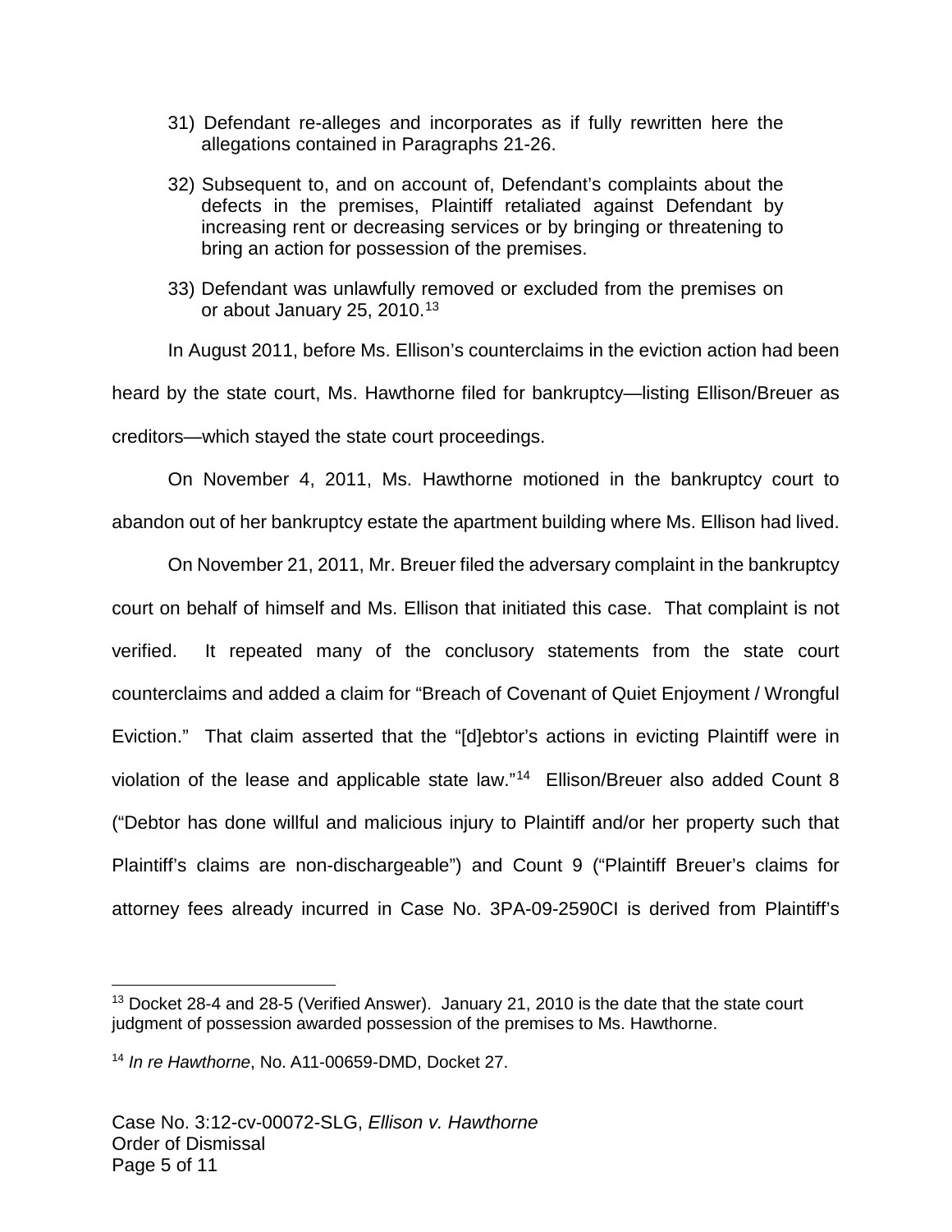31) Defendant re-alleges and incorporates as if fully rewritten here the allegations contained in Paragraphs 21-26.

32) Subsequent to, and on account of, Defendant's complaints about the defects in the premises, Plaintiff retaliated against Defendant by increasing rent or decreasing services or by bringing or threatening to bring an action for possession of the premises.

33) Defendant was unlawfully removed or excluded from the premises on or about January 25, 2010.[13]

In August 2011, before Ms. Ellison's counterclaims in the eviction action had been heard by the state court, Ms. Hawthorne filed for bankruptcy—listing Ellison/Breuer as creditors—which stayed the state court proceedings.

On November 4, 2011, Ms. Hawthorne motioned in the bankruptcy court to abandon out of her bankruptcy estate the apartment building where Ms. Ellison had lived.

On November 21, 2011, Mr. Breuer filed the adversary complaint in the bankruptcy court on behalf of himself and Ms. Ellison that initiated this case. That complaint is not verified. It repeated many of the conclusory statements from the state court counterclaims and added a claim for "Breach of Covenant of Quiet Enjoyment / Wrongful Eviction." That claim asserted that the "[d]ebtor's actions in evicting Plaintiff were in violation of the lease and applicable state law."[14] Ellison/Breuer also added Count 8 ("Debtor has done willful and malicious injury to Plaintiff and/or her property such that Plaintiff's claims are non-dischargeable") and Count 9 ("Plaintiff Breuer's claims for attorney fees already incurred in Case No. 3PA-09-2590CI is derived from Plaintiff's

---

[13] Docket 28-4 and 28-5 (Verified Answer). January 21, 2010 is the date that the state court judgment of possession awarded possession of the premises to Ms. Hawthorne.

[14] *In re Hawthorne*, No. A11-00659-DMD, Docket 27.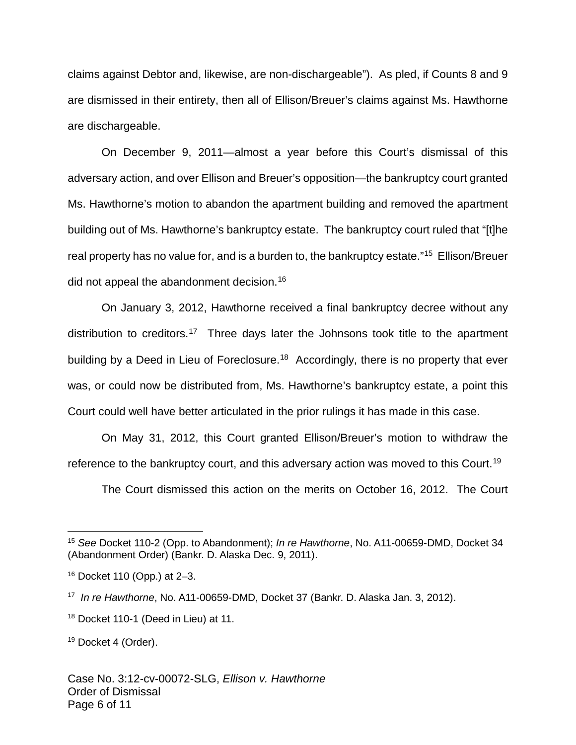claims against Debtor and, likewise, are non-dischargeable"). As pled, if Counts 8 and 9 are dismissed in their entirety, then all of Ellison/Breuer's claims against Ms. Hawthorne are dischargeable.

On December 9, 2011—almost a year before this Court's dismissal of this adversary action, and over Ellison and Breuer's opposition—the bankruptcy court granted Ms. Hawthorne's motion to abandon the apartment building and removed the apartment building out of Ms. Hawthorne's bankruptcy estate. The bankruptcy court ruled that "[t]he real property has no value for, and is a burden to, the bankruptcy estate."[15] Ellison/Breuer did not appeal the abandonment decision.[16]

On January 3, 2012, Hawthorne received a final bankruptcy decree without any distribution to creditors.[17] Three days later the Johnsons took title to the apartment building by a Deed in Lieu of Foreclosure.[18] Accordingly, there is no property that ever was, or could now be distributed from, Ms. Hawthorne's bankruptcy estate, a point this Court could well have better articulated in the prior rulings it has made in this case.

On May 31, 2012, this Court granted Ellison/Breuer's motion to withdraw the reference to the bankruptcy court, and this adversary action was moved to this Court.[19]

The Court dismissed this action on the merits on October 16, 2012. The Court

---

[15] *See* Docket 110-2 (Opp. to Abandonment); *In re Hawthorne*, No. A11-00659-DMD, Docket 34 (Abandonment Order) (Bankr. D. Alaska Dec. 9, 2011).

[16] Docket 110 (Opp.) at 2–3.

[17] *In re Hawthorne*, No. A11-00659-DMD, Docket 37 (Bankr. D. Alaska Jan. 3, 2012).

[18] Docket 110-1 (Deed in Lieu) at 11.

[19] Docket 4 (Order).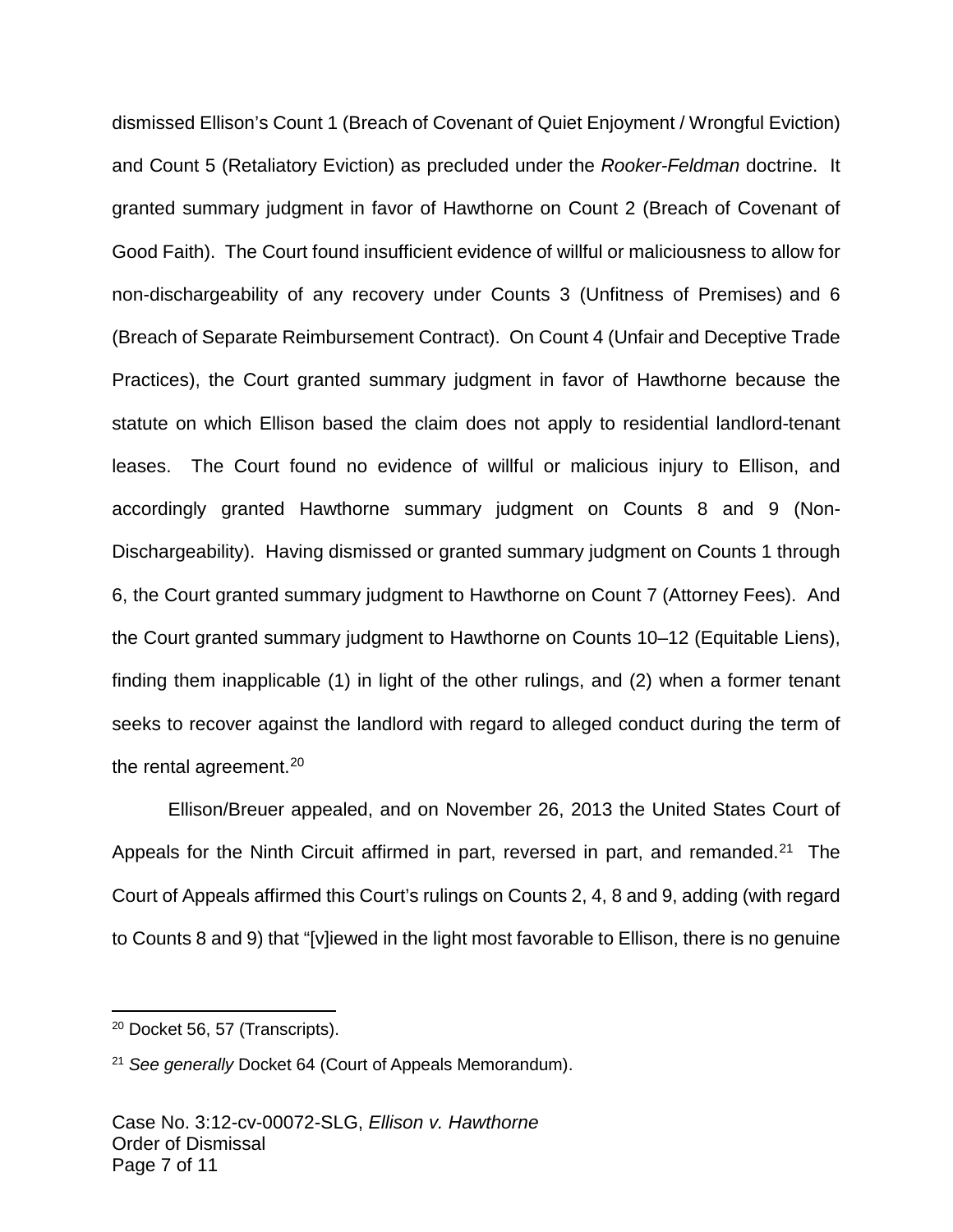dismissed Ellison's Count 1 (Breach of Covenant of Quiet Enjoyment / Wrongful Eviction) and Count 5 (Retaliatory Eviction) as precluded under the *Rooker-Feldman* doctrine. It granted summary judgment in favor of Hawthorne on Count 2 (Breach of Covenant of Good Faith). The Court found insufficient evidence of willful or maliciousness to allow for non-dischargeability of any recovery under Counts 3 (Unfitness of Premises) and 6 (Breach of Separate Reimbursement Contract). On Count 4 (Unfair and Deceptive Trade Practices), the Court granted summary judgment in favor of Hawthorne because the statute on which Ellison based the claim does not apply to residential landlord-tenant leases. The Court found no evidence of willful or malicious injury to Ellison, and accordingly granted Hawthorne summary judgment on Counts 8 and 9 (Non-Dischargeability). Having dismissed or granted summary judgment on Counts 1 through 6, the Court granted summary judgment to Hawthorne on Count 7 (Attorney Fees). And the Court granted summary judgment to Hawthorne on Counts 10–12 (Equitable Liens), finding them inapplicable (1) in light of the other rulings, and (2) when a former tenant seeks to recover against the landlord with regard to alleged conduct during the term of the rental agreement.[20]

Ellison/Breuer appealed, and on November 26, 2013 the United States Court of Appeals for the Ninth Circuit affirmed in part, reversed in part, and remanded.[21] The Court of Appeals affirmed this Court's rulings on Counts 2, 4, 8 and 9, adding (with regard to Counts 8 and 9) that "[v]iewed in the light most favorable to Ellison, there is no genuine

---

[20] Docket 56, 57 (Transcripts).

[21] *See generally* Docket 64 (Court of Appeals Memorandum).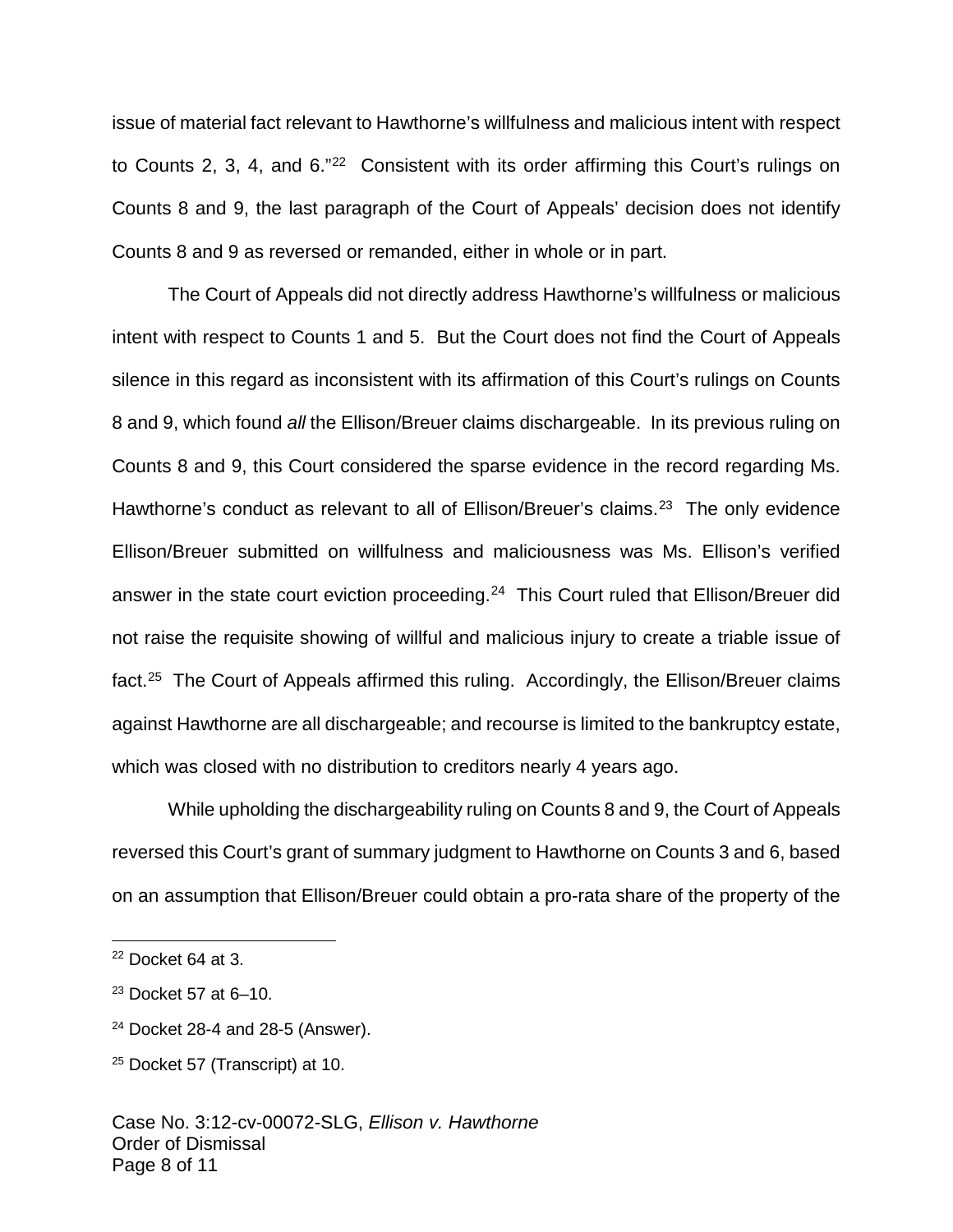issue of material fact relevant to Hawthorne's willfulness and malicious intent with respect to Counts 2, 3, 4, and 6."[22] Consistent with its order affirming this Court's rulings on Counts 8 and 9, the last paragraph of the Court of Appeals' decision does not identify Counts 8 and 9 as reversed or remanded, either in whole or in part.

The Court of Appeals did not directly address Hawthorne's willfulness or malicious intent with respect to Counts 1 and 5. But the Court does not find the Court of Appeals silence in this regard as inconsistent with its affirmation of this Court's rulings on Counts 8 and 9, which found *all* the Ellison/Breuer claims dischargeable. In its previous ruling on Counts 8 and 9, this Court considered the sparse evidence in the record regarding Ms. Hawthorne's conduct as relevant to all of Ellison/Breuer's claims.[23] The only evidence Ellison/Breuer submitted on willfulness and maliciousness was Ms. Ellison's verified answer in the state court eviction proceeding.[24] This Court ruled that Ellison/Breuer did not raise the requisite showing of willful and malicious injury to create a triable issue of fact.[25] The Court of Appeals affirmed this ruling. Accordingly, the Ellison/Breuer claims against Hawthorne are all dischargeable; and recourse is limited to the bankruptcy estate, which was closed with no distribution to creditors nearly 4 years ago.

While upholding the dischargeability ruling on Counts 8 and 9, the Court of Appeals reversed this Court's grant of summary judgment to Hawthorne on Counts 3 and 6, based on an assumption that Ellison/Breuer could obtain a pro-rata share of the property of the

---

[22] Docket 64 at 3.

[23] Docket 57 at 6–10.

[24] Docket 28-4 and 28-5 (Answer).

[25] Docket 57 (Transcript) at 10.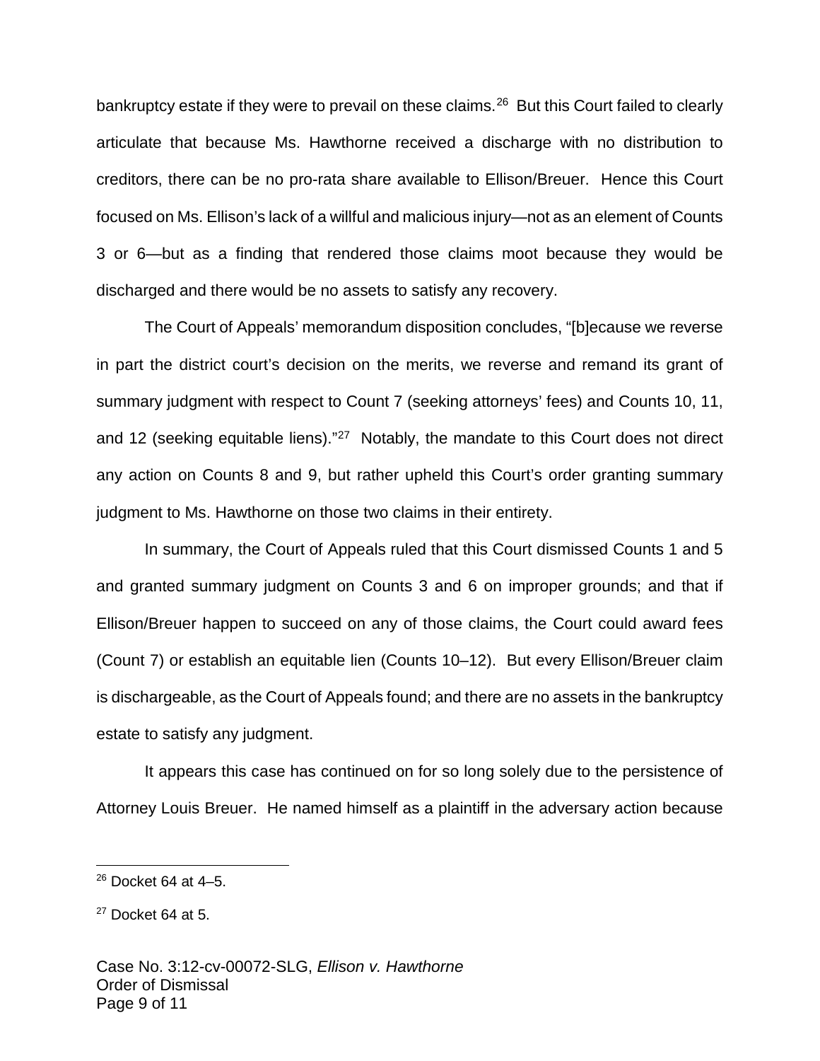bankruptcy estate if they were to prevail on these claims.[26] But this Court failed to clearly articulate that because Ms. Hawthorne received a discharge with no distribution to creditors, there can be no pro-rata share available to Ellison/Breuer. Hence this Court focused on Ms. Ellison's lack of a willful and malicious injury—not as an element of Counts 3 or 6—but as a finding that rendered those claims moot because they would be discharged and there would be no assets to satisfy any recovery.

The Court of Appeals' memorandum disposition concludes, "[b]ecause we reverse in part the district court's decision on the merits, we reverse and remand its grant of summary judgment with respect to Count 7 (seeking attorneys' fees) and Counts 10, 11, and 12 (seeking equitable liens)."[27] Notably, the mandate to this Court does not direct any action on Counts 8 and 9, but rather upheld this Court's order granting summary judgment to Ms. Hawthorne on those two claims in their entirety.

In summary, the Court of Appeals ruled that this Court dismissed Counts 1 and 5 and granted summary judgment on Counts 3 and 6 on improper grounds; and that if Ellison/Breuer happen to succeed on any of those claims, the Court could award fees (Count 7) or establish an equitable lien (Counts 10–12). But every Ellison/Breuer claim is dischargeable, as the Court of Appeals found; and there are no assets in the bankruptcy estate to satisfy any judgment.

It appears this case has continued on for so long solely due to the persistence of Attorney Louis Breuer. He named himself as a plaintiff in the adversary action because

---

[26] Docket 64 at 4–5.

[27] Docket 64 at 5.

Case No. 3:12-cv-00072-SLG, *Ellison v. Hawthorne*
Order of Dismissal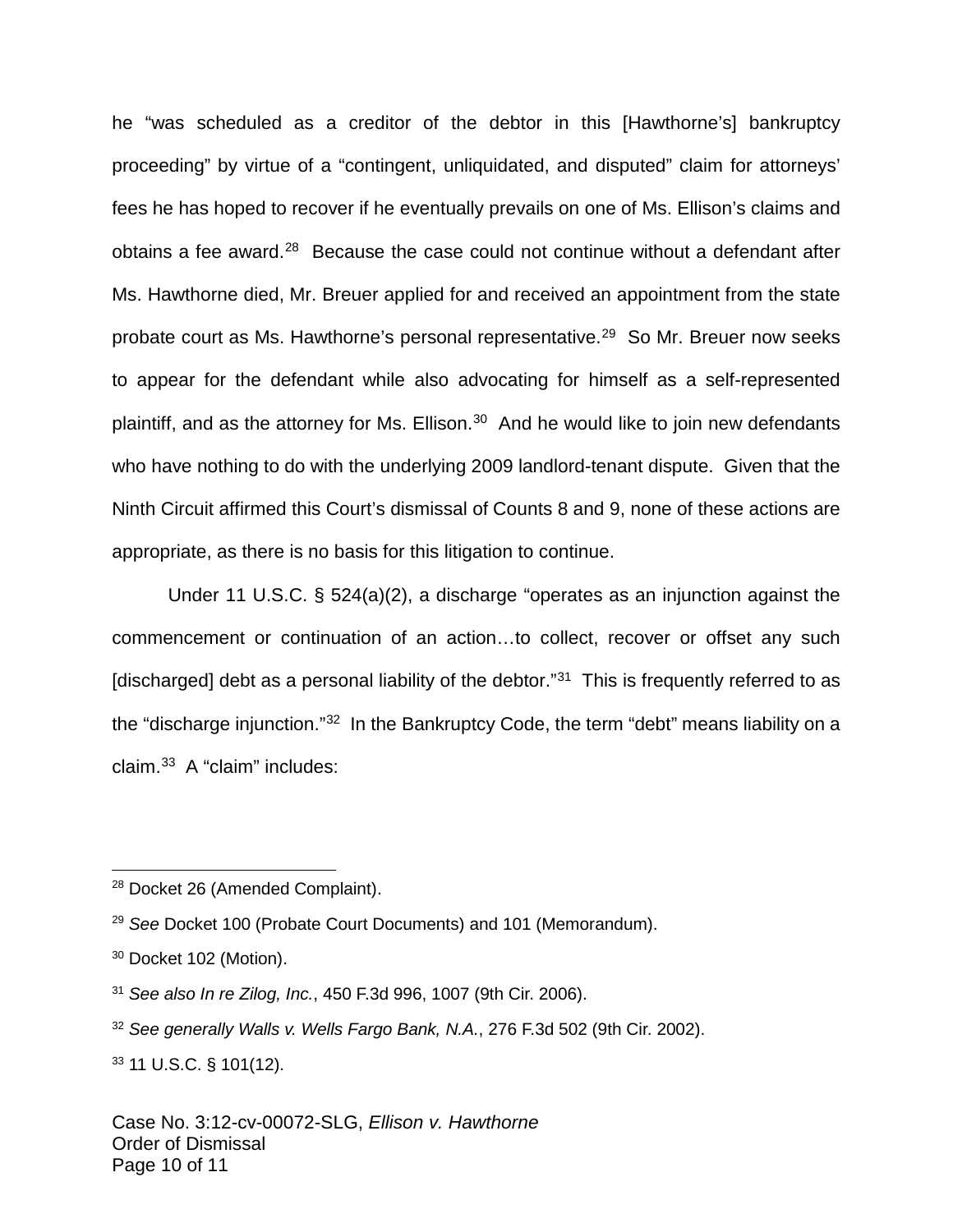he "was scheduled as a creditor of the debtor in this [Hawthorne's] bankruptcy proceeding" by virtue of a "contingent, unliquidated, and disputed" claim for attorneys' fees he has hoped to recover if he eventually prevails on one of Ms. Ellison's claims and obtains a fee award.[28] Because the case could not continue without a defendant after Ms. Hawthorne died, Mr. Breuer applied for and received an appointment from the state probate court as Ms. Hawthorne's personal representative.[29] So Mr. Breuer now seeks to appear for the defendant while also advocating for himself as a self-represented plaintiff, and as the attorney for Ms. Ellison.[30] And he would like to join new defendants who have nothing to do with the underlying 2009 landlord-tenant dispute. Given that the Ninth Circuit affirmed this Court's dismissal of Counts 8 and 9, none of these actions are appropriate, as there is no basis for this litigation to continue.

Under 11 U.S.C. § 524(a)(2), a discharge "operates as an injunction against the commencement or continuation of an action…to collect, recover or offset any such [discharged] debt as a personal liability of the debtor."[31] This is frequently referred to as the "discharge injunction."[32] In the Bankruptcy Code, the term "debt" means liability on a claim.[33] A "claim" includes:

---

[28] Docket 26 (Amended Complaint).

[29] *See* Docket 100 (Probate Court Documents) and 101 (Memorandum).

[30] Docket 102 (Motion).

[31] *See also In re Zilog, Inc.*, 450 F.3d 996, 1007 (9th Cir. 2006).

[32] *See generally Walls v. Wells Fargo Bank, N.A.*, 276 F.3d 502 (9th Cir. 2002).

[33] 11 U.S.C. § 101(12).

Case No. 3:12-cv-00072-SLG, *Ellison v. Hawthorne*
Order of Dismissal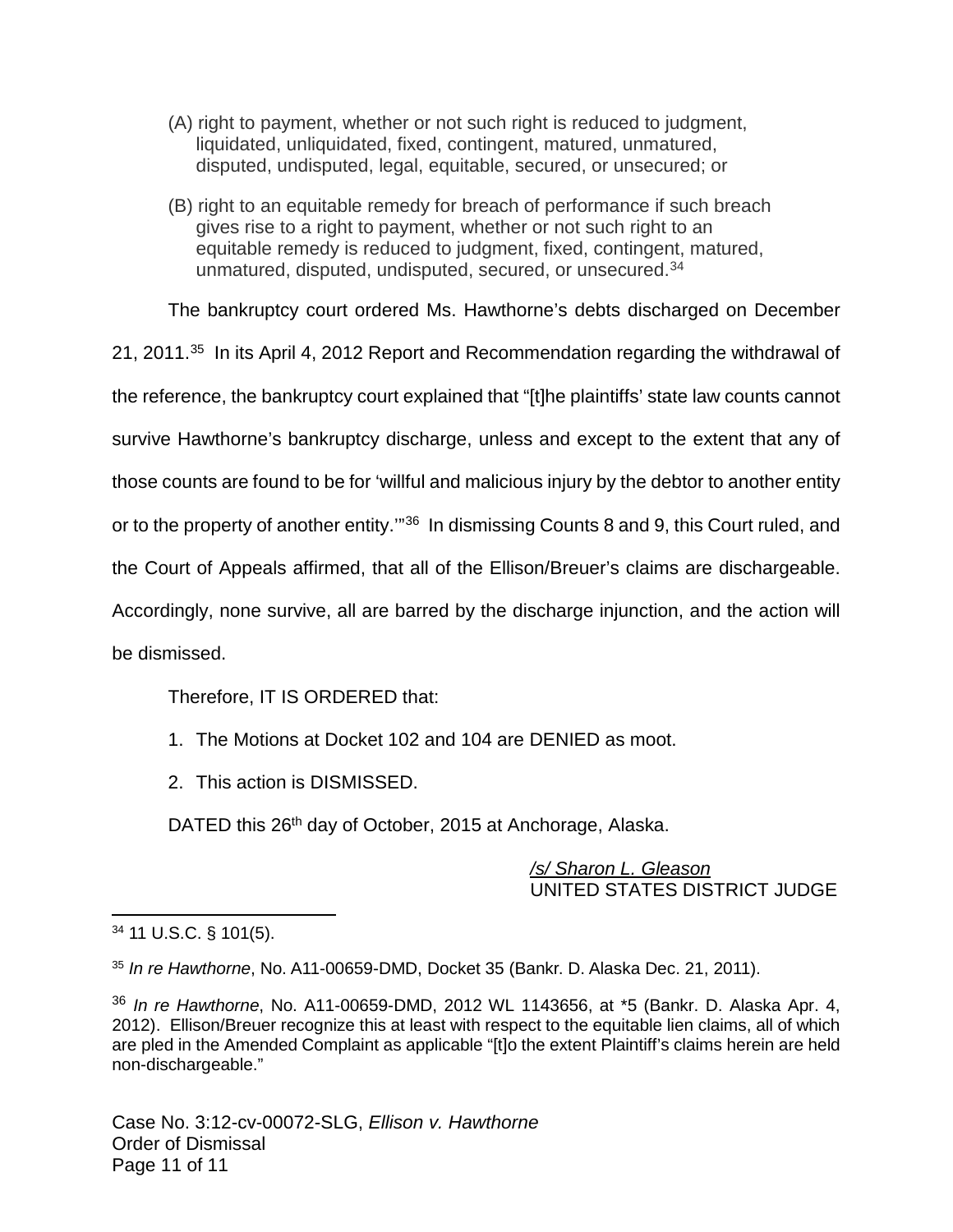(A) right to payment, whether or not such right is reduced to judgment, liquidated, unliquidated, fixed, contingent, matured, unmatured, disputed, undisputed, legal, equitable, secured, or unsecured; or

(B) right to an equitable remedy for breach of performance if such breach gives rise to a right to payment, whether or not such right to an equitable remedy is reduced to judgment, fixed, contingent, matured, unmatured, disputed, undisputed, secured, or unsecured.[34]

The bankruptcy court ordered Ms. Hawthorne's debts discharged on December 21, 2011.[35] In its April 4, 2012 Report and Recommendation regarding the withdrawal of the reference, the bankruptcy court explained that "[t]he plaintiffs' state law counts cannot survive Hawthorne's bankruptcy discharge, unless and except to the extent that any of those counts are found to be for 'willful and malicious injury by the debtor to another entity or to the property of another entity.'"[36] In dismissing Counts 8 and 9, this Court ruled, and the Court of Appeals affirmed, that all of the Ellison/Breuer's claims are dischargeable. Accordingly, none survive, all are barred by the discharge injunction, and the action will be dismissed.

Therefore, IT IS ORDERED that:

1. The Motions at Docket 102 and 104 are DENIED as moot.
2. This action is DISMISSED.

DATED this 26th day of October, 2015 at Anchorage, Alaska.

/s/ Sharon L. Gleason
UNITED STATES DISTRICT JUDGE

---

[34] 11 U.S.C. § 101(5).

[35] *In re Hawthorne*, No. A11-00659-DMD, Docket 35 (Bankr. D. Alaska Dec. 21, 2011).

[36] *In re Hawthorne*, No. A11-00659-DMD, 2012 WL 1143656, at *5 (Bankr. D. Alaska Apr. 4, 2012). Ellison/Breuer recognize this at least with respect to the equitable lien claims, all of which are pled in the Amended Complaint as applicable "[t]o the extent Plaintiff's claims herein are held non-dischargeable."

Case No. 3:12-cv-00072-SLG, *Ellison v. Hawthorne*
Order of Dismissal